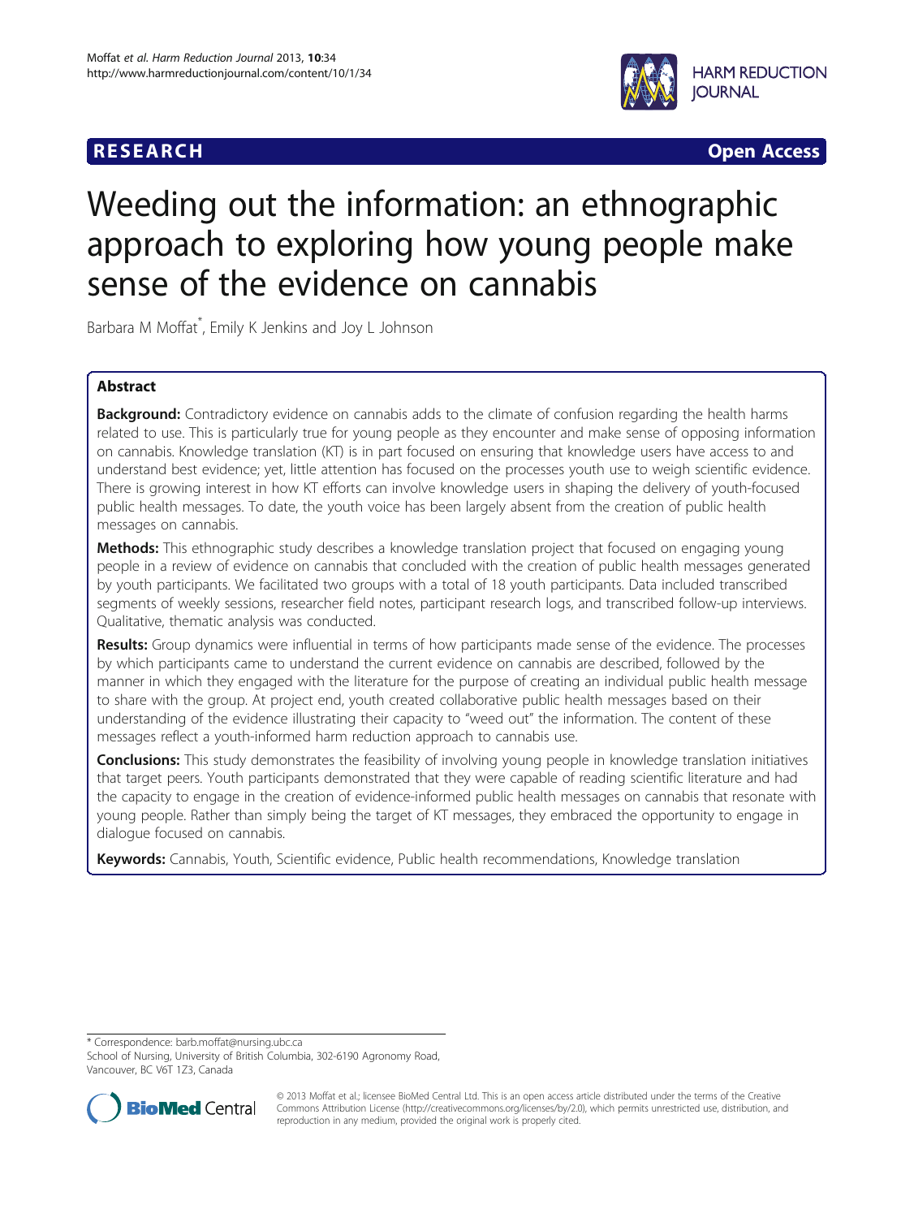RESEARCH Open Access

# Weeding out the information: an ethnographic approach to exploring how young people make sense of the evidence on cannabis

Barbara M Moffat*, Emily K Jenkins and Joy L Johnson

## Abstract

**Background:** Contradictory evidence on cannabis adds to the climate of confusion regarding the health harms related to use. This is particularly true for young people as they encounter and make sense of opposing information on cannabis. Knowledge translation (KT) is in part focused on ensuring that knowledge users have access to and understand best evidence; yet, little attention has focused on the processes youth use to weigh scientific evidence. There is growing interest in how KT efforts can involve knowledge users in shaping the delivery of youth-focused public health messages. To date, the youth voice has been largely absent from the creation of public health messages on cannabis.

**Methods:** This ethnographic study describes a knowledge translation project that focused on engaging young people in a review of evidence on cannabis that concluded with the creation of public health messages generated by youth participants. We facilitated two groups with a total of 18 youth participants. Data included transcribed segments of weekly sessions, researcher field notes, participant research logs, and transcribed follow-up interviews. Qualitative, thematic analysis was conducted.

**Results:** Group dynamics were influential in terms of how participants made sense of the evidence. The processes by which participants came to understand the current evidence on cannabis are described, followed by the manner in which they engaged with the literature for the purpose of creating an individual public health message to share with the group. At project end, youth created collaborative public health messages based on their understanding of the evidence illustrating their capacity to "weed out" the information. The content of these messages reflect a youth-informed harm reduction approach to cannabis use.

**Conclusions:** This study demonstrates the feasibility of involving young people in knowledge translation initiatives that target peers. Youth participants demonstrated that they were capable of reading scientific literature and had the capacity to engage in the creation of evidence-informed public health messages on cannabis that resonate with young people. Rather than simply being the target of KT messages, they embraced the opportunity to engage in dialogue focused on cannabis.

**Keywords:** Cannabis, Youth, Scientific evidence, Public health recommendations, Knowledge translation

* Correspondence: barb.moffat@nursing.ubc.ca
School of Nursing, University of British Columbia, 302-6190 Agronomy Road, Vancouver, BC V6T 1Z3, Canada

© 2013 Moffat et al.; licensee BioMed Central Ltd. This is an open access article distributed under the terms of the Creative Commons Attribution License (http://creativecommons.org/licenses/by/2.0), which permits unrestricted use, distribution, and reproduction in any medium, provided the original work is properly cited.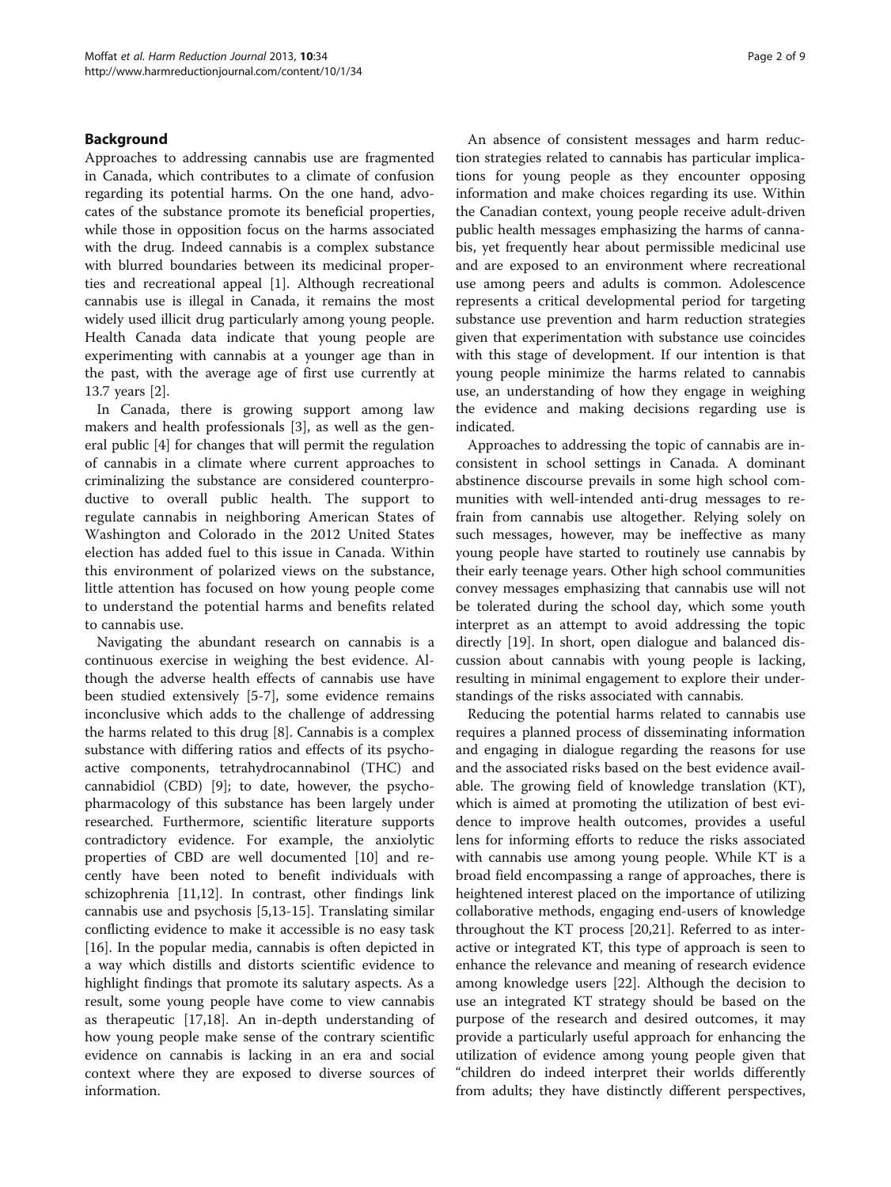## Background

Approaches to addressing cannabis use are fragmented in Canada, which contributes to a climate of confusion regarding its potential harms. On the one hand, advocates of the substance promote its beneficial properties, while those in opposition focus on the harms associated with the drug. Indeed cannabis is a complex substance with blurred boundaries between its medicinal properties and recreational appeal [1]. Although recreational cannabis use is illegal in Canada, it remains the most widely used illicit drug particularly among young people. Health Canada data indicate that young people are experimenting with cannabis at a younger age than in the past, with the average age of first use currently at 13.7 years [2].

In Canada, there is growing support among law makers and health professionals [3], as well as the general public [4] for changes that will permit the regulation of cannabis in a climate where current approaches to criminalizing the substance are considered counterproductive to overall public health. The support to regulate cannabis in neighboring American States of Washington and Colorado in the 2012 United States election has added fuel to this issue in Canada. Within this environment of polarized views on the substance, little attention has focused on how young people come to understand the potential harms and benefits related to cannabis use.

Navigating the abundant research on cannabis is a continuous exercise in weighing the best evidence. Although the adverse health effects of cannabis use have been studied extensively [5-7], some evidence remains inconclusive which adds to the challenge of addressing the harms related to this drug [8]. Cannabis is a complex substance with differing ratios and effects of its psychoactive components, tetrahydrocannabinol (THC) and cannabidiol (CBD) [9]; to date, however, the psychopharmacology of this substance has been largely under researched. Furthermore, scientific literature supports contradictory evidence. For example, the anxiolytic properties of CBD are well documented [10] and recently have been noted to benefit individuals with schizophrenia [11,12]. In contrast, other findings link cannabis use and psychosis [5,13-15]. Translating similar conflicting evidence to make it accessible is no easy task [16]. In the popular media, cannabis is often depicted in a way which distills and distorts scientific evidence to highlight findings that promote its salutary aspects. As a result, some young people have come to view cannabis as therapeutic [17,18]. An in-depth understanding of how young people make sense of the contrary scientific evidence on cannabis is lacking in an era and social context where they are exposed to diverse sources of information.

An absence of consistent messages and harm reduction strategies related to cannabis has particular implications for young people as they encounter opposing information and make choices regarding its use. Within the Canadian context, young people receive adult-driven public health messages emphasizing the harms of cannabis, yet frequently hear about permissible medicinal use and are exposed to an environment where recreational use among peers and adults is common. Adolescence represents a critical developmental period for targeting substance use prevention and harm reduction strategies given that experimentation with substance use coincides with this stage of development. If our intention is that young people minimize the harms related to cannabis use, an understanding of how they engage in weighing the evidence and making decisions regarding use is indicated.

Approaches to addressing the topic of cannabis are inconsistent in school settings in Canada. A dominant abstinence discourse prevails in some high school communities with well-intended anti-drug messages to refrain from cannabis use altogether. Relying solely on such messages, however, may be ineffective as many young people have started to routinely use cannabis by their early teenage years. Other high school communities convey messages emphasizing that cannabis use will not be tolerated during the school day, which some youth interpret as an attempt to avoid addressing the topic directly [19]. In short, open dialogue and balanced discussion about cannabis with young people is lacking, resulting in minimal engagement to explore their understandings of the risks associated with cannabis.

Reducing the potential harms related to cannabis use requires a planned process of disseminating information and engaging in dialogue regarding the reasons for use and the associated risks based on the best evidence available. The growing field of knowledge translation (KT), which is aimed at promoting the utilization of best evidence to improve health outcomes, provides a useful lens for informing efforts to reduce the risks associated with cannabis use among young people. While KT is a broad field encompassing a range of approaches, there is heightened interest placed on the importance of utilizing collaborative methods, engaging end-users of knowledge throughout the KT process [20,21]. Referred to as interactive or integrated KT, this type of approach is seen to enhance the relevance and meaning of research evidence among knowledge users [22]. Although the decision to use an integrated KT strategy should be based on the purpose of the research and desired outcomes, it may provide a particularly useful approach for enhancing the utilization of evidence among young people given that "children do indeed interpret their worlds differently from adults; they have distinctly different perspectives,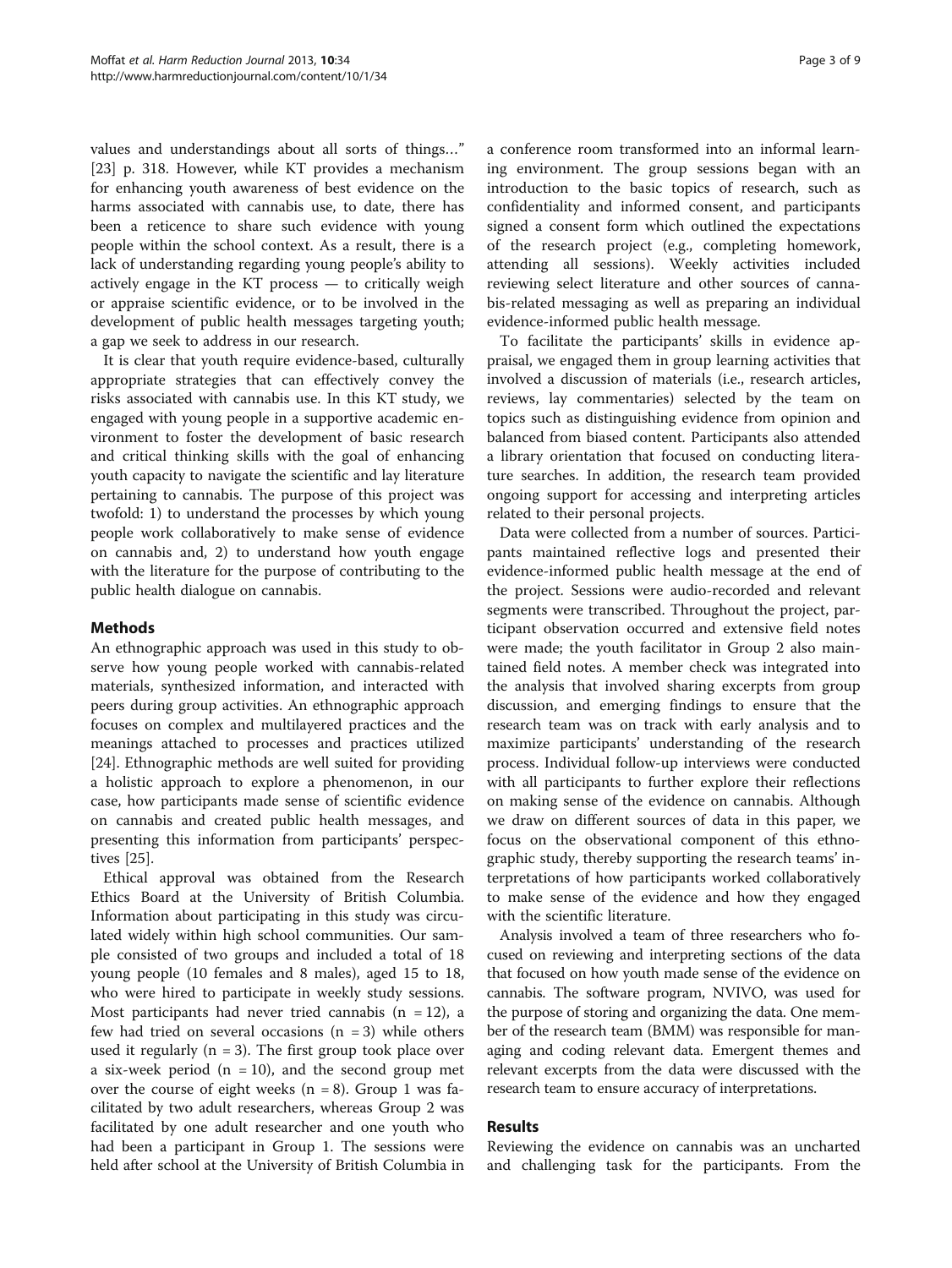values and understandings about all sorts of things…" [23] p. 318. However, while KT provides a mechanism for enhancing youth awareness of best evidence on the harms associated with cannabis use, to date, there has been a reticence to share such evidence with young people within the school context. As a result, there is a lack of understanding regarding young people's ability to actively engage in the KT process — to critically weigh or appraise scientific evidence, or to be involved in the development of public health messages targeting youth; a gap we seek to address in our research.

It is clear that youth require evidence-based, culturally appropriate strategies that can effectively convey the risks associated with cannabis use. In this KT study, we engaged with young people in a supportive academic environment to foster the development of basic research and critical thinking skills with the goal of enhancing youth capacity to navigate the scientific and lay literature pertaining to cannabis. The purpose of this project was twofold: 1) to understand the processes by which young people work collaboratively to make sense of evidence on cannabis and, 2) to understand how youth engage with the literature for the purpose of contributing to the public health dialogue on cannabis.

## Methods

An ethnographic approach was used in this study to observe how young people worked with cannabis-related materials, synthesized information, and interacted with peers during group activities. An ethnographic approach focuses on complex and multilayered practices and the meanings attached to processes and practices utilized [24]. Ethnographic methods are well suited for providing a holistic approach to explore a phenomenon, in our case, how participants made sense of scientific evidence on cannabis and created public health messages, and presenting this information from participants' perspectives [25].

Ethical approval was obtained from the Research Ethics Board at the University of British Columbia. Information about participating in this study was circulated widely within high school communities. Our sample consisted of two groups and included a total of 18 young people (10 females and 8 males), aged 15 to 18, who were hired to participate in weekly study sessions. Most participants had never tried cannabis (n = 12), a few had tried on several occasions (n = 3) while others used it regularly (n = 3). The first group took place over a six-week period (n = 10), and the second group met over the course of eight weeks (n = 8). Group 1 was facilitated by two adult researchers, whereas Group 2 was facilitated by one adult researcher and one youth who had been a participant in Group 1. The sessions were held after school at the University of British Columbia in a conference room transformed into an informal learning environment. The group sessions began with an introduction to the basic topics of research, such as confidentiality and informed consent, and participants signed a consent form which outlined the expectations of the research project (e.g., completing homework, attending all sessions). Weekly activities included reviewing select literature and other sources of cannabis-related messaging as well as preparing an individual evidence-informed public health message.

To facilitate the participants' skills in evidence appraisal, we engaged them in group learning activities that involved a discussion of materials (i.e., research articles, reviews, lay commentaries) selected by the team on topics such as distinguishing evidence from opinion and balanced from biased content. Participants also attended a library orientation that focused on conducting literature searches. In addition, the research team provided ongoing support for accessing and interpreting articles related to their personal projects.

Data were collected from a number of sources. Participants maintained reflective logs and presented their evidence-informed public health message at the end of the project. Sessions were audio-recorded and relevant segments were transcribed. Throughout the project, participant observation occurred and extensive field notes were made; the youth facilitator in Group 2 also maintained field notes. A member check was integrated into the analysis that involved sharing excerpts from group discussion, and emerging findings to ensure that the research team was on track with early analysis and to maximize participants' understanding of the research process. Individual follow-up interviews were conducted with all participants to further explore their reflections on making sense of the evidence on cannabis. Although we draw on different sources of data in this paper, we focus on the observational component of this ethnographic study, thereby supporting the research teams' interpretations of how participants worked collaboratively to make sense of the evidence and how they engaged with the scientific literature.

Analysis involved a team of three researchers who focused on reviewing and interpreting sections of the data that focused on how youth made sense of the evidence on cannabis. The software program, NVIVO, was used for the purpose of storing and organizing the data. One member of the research team (BMM) was responsible for managing and coding relevant data. Emergent themes and relevant excerpts from the data were discussed with the research team to ensure accuracy of interpretations.

## Results

Reviewing the evidence on cannabis was an uncharted and challenging task for the participants. From the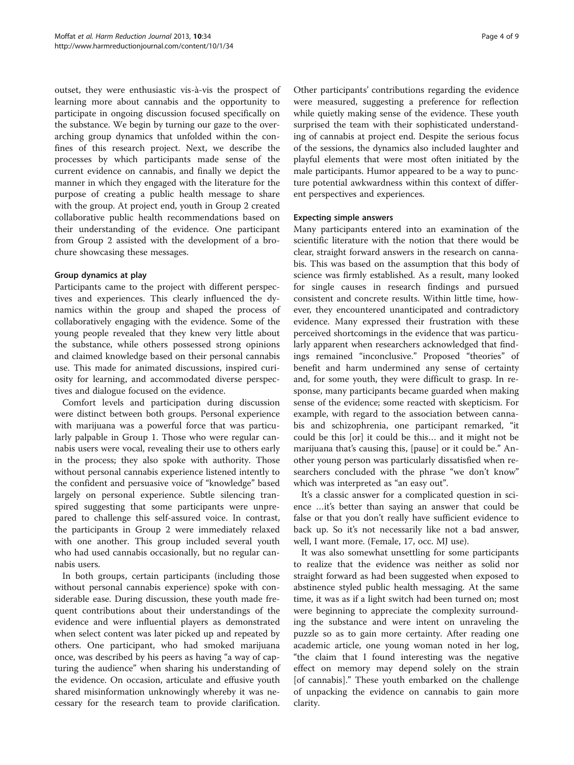outset, they were enthusiastic vis-à-vis the prospect of learning more about cannabis and the opportunity to participate in ongoing discussion focused specifically on the substance. We begin by turning our gaze to the overarching group dynamics that unfolded within the confines of this research project. Next, we describe the processes by which participants made sense of the current evidence on cannabis, and finally we depict the manner in which they engaged with the literature for the purpose of creating a public health message to share with the group. At project end, youth in Group 2 created collaborative public health recommendations based on their understanding of the evidence. One participant from Group 2 assisted with the development of a brochure showcasing these messages.

### Group dynamics at play

Participants came to the project with different perspectives and experiences. This clearly influenced the dynamics within the group and shaped the process of collaboratively engaging with the evidence. Some of the young people revealed that they knew very little about the substance, while others possessed strong opinions and claimed knowledge based on their personal cannabis use. This made for animated discussions, inspired curiosity for learning, and accommodated diverse perspectives and dialogue focused on the evidence.

Comfort levels and participation during discussion were distinct between both groups. Personal experience with marijuana was a powerful force that was particularly palpable in Group 1. Those who were regular cannabis users were vocal, revealing their use to others early in the process; they also spoke with authority. Those without personal cannabis experience listened intently to the confident and persuasive voice of "knowledge" based largely on personal experience. Subtle silencing transpired suggesting that some participants were unprepared to challenge this self-assured voice. In contrast, the participants in Group 2 were immediately relaxed with one another. This group included several youth who had used cannabis occasionally, but no regular cannabis users.

In both groups, certain participants (including those without personal cannabis experience) spoke with considerable ease. During discussion, these youth made frequent contributions about their understandings of the evidence and were influential players as demonstrated when select content was later picked up and repeated by others. One participant, who had smoked marijuana once, was described by his peers as having "a way of capturing the audience" when sharing his understanding of the evidence. On occasion, articulate and effusive youth shared misinformation unknowingly whereby it was necessary for the research team to provide clarification. Other participants' contributions regarding the evidence were measured, suggesting a preference for reflection while quietly making sense of the evidence. These youth surprised the team with their sophisticated understanding of cannabis at project end. Despite the serious focus of the sessions, the dynamics also included laughter and playful elements that were most often initiated by the male participants. Humor appeared to be a way to puncture potential awkwardness within this context of different perspectives and experiences.

### Expecting simple answers

Many participants entered into an examination of the scientific literature with the notion that there would be clear, straight forward answers in the research on cannabis. This was based on the assumption that this body of science was firmly established. As a result, many looked for single causes in research findings and pursued consistent and concrete results. Within little time, however, they encountered unanticipated and contradictory evidence. Many expressed their frustration with these perceived shortcomings in the evidence that was particularly apparent when researchers acknowledged that findings remained "inconclusive." Proposed "theories" of benefit and harm undermined any sense of certainty and, for some youth, they were difficult to grasp. In response, many participants became guarded when making sense of the evidence; some reacted with skepticism. For example, with regard to the association between cannabis and schizophrenia, one participant remarked, "it could be this [or] it could be this… and it might not be marijuana that's causing this, [pause] or it could be." Another young person was particularly dissatisfied when researchers concluded with the phrase "we don't know" which was interpreted as "an easy out".

It's a classic answer for a complicated question in science …it's better than saying an answer that could be false or that you don't really have sufficient evidence to back up. So it's not necessarily like not a bad answer, well, I want more. (Female, 17, occ. MJ use).

It was also somewhat unsettling for some participants to realize that the evidence was neither as solid nor straight forward as had been suggested when exposed to abstinence styled public health messaging. At the same time, it was as if a light switch had been turned on; most were beginning to appreciate the complexity surrounding the substance and were intent on unraveling the puzzle so as to gain more certainty. After reading one academic article, one young woman noted in her log, "the claim that I found interesting was the negative effect on memory may depend solely on the strain [of cannabis]." These youth embarked on the challenge of unpacking the evidence on cannabis to gain more clarity.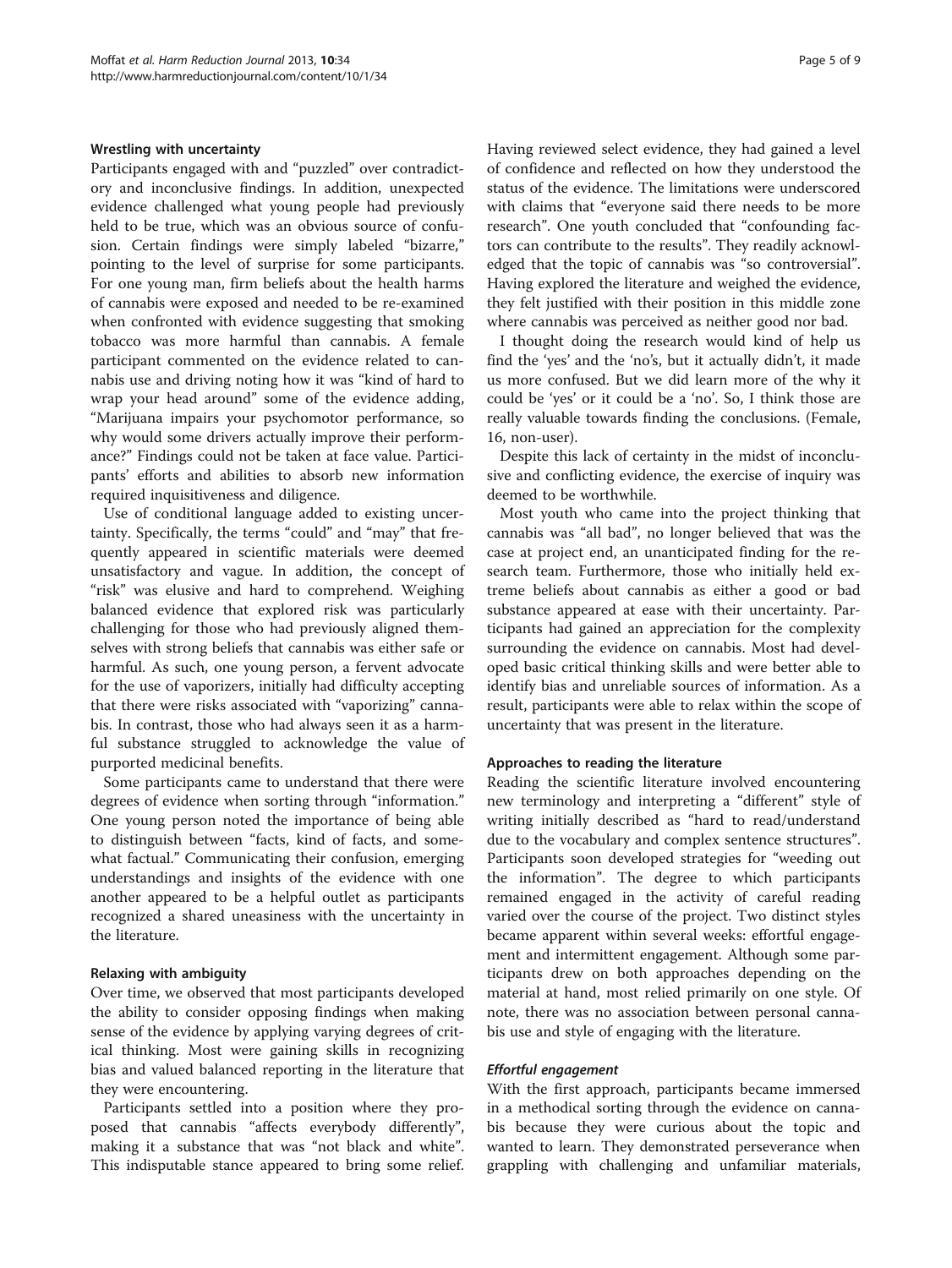### Wrestling with uncertainty

Participants engaged with and "puzzled" over contradictory and inconclusive findings. In addition, unexpected evidence challenged what young people had previously held to be true, which was an obvious source of confusion. Certain findings were simply labeled "bizarre," pointing to the level of surprise for some participants. For one young man, firm beliefs about the health harms of cannabis were exposed and needed to be re-examined when confronted with evidence suggesting that smoking tobacco was more harmful than cannabis. A female participant commented on the evidence related to cannabis use and driving noting how it was "kind of hard to wrap your head around" some of the evidence adding, "Marijuana impairs your psychomotor performance, so why would some drivers actually improve their performance?" Findings could not be taken at face value. Participants' efforts and abilities to absorb new information required inquisitiveness and diligence.

Use of conditional language added to existing uncertainty. Specifically, the terms "could" and "may" that frequently appeared in scientific materials were deemed unsatisfactory and vague. In addition, the concept of "risk" was elusive and hard to comprehend. Weighing balanced evidence that explored risk was particularly challenging for those who had previously aligned themselves with strong beliefs that cannabis was either safe or harmful. As such, one young person, a fervent advocate for the use of vaporizers, initially had difficulty accepting that there were risks associated with "vaporizing" cannabis. In contrast, those who had always seen it as a harmful substance struggled to acknowledge the value of purported medicinal benefits.

Some participants came to understand that there were degrees of evidence when sorting through "information." One young person noted the importance of being able to distinguish between "facts, kind of facts, and somewhat factual." Communicating their confusion, emerging understandings and insights of the evidence with one another appeared to be a helpful outlet as participants recognized a shared uneasiness with the uncertainty in the literature.

### Relaxing with ambiguity

Over time, we observed that most participants developed the ability to consider opposing findings when making sense of the evidence by applying varying degrees of critical thinking. Most were gaining skills in recognizing bias and valued balanced reporting in the literature that they were encountering.

Participants settled into a position where they proposed that cannabis "affects everybody differently", making it a substance that was "not black and white". This indisputable stance appeared to bring some relief. Having reviewed select evidence, they had gained a level of confidence and reflected on how they understood the status of the evidence. The limitations were underscored with claims that "everyone said there needs to be more research". One youth concluded that "confounding factors can contribute to the results". They readily acknowledged that the topic of cannabis was "so controversial". Having explored the literature and weighed the evidence, they felt justified with their position in this middle zone where cannabis was perceived as neither good nor bad.

> I thought doing the research would kind of help us find the 'yes' and the 'no's, but it actually didn't, it made us more confused. But we did learn more of the why it could be 'yes' or it could be a 'no'. So, I think those are really valuable towards finding the conclusions. (Female, 16, non-user).

Despite this lack of certainty in the midst of inconclusive and conflicting evidence, the exercise of inquiry was deemed to be worthwhile.

Most youth who came into the project thinking that cannabis was "all bad", no longer believed that was the case at project end, an unanticipated finding for the research team. Furthermore, those who initially held extreme beliefs about cannabis as either a good or bad substance appeared at ease with their uncertainty. Participants had gained an appreciation for the complexity surrounding the evidence on cannabis. Most had developed basic critical thinking skills and were better able to identify bias and unreliable sources of information. As a result, participants were able to relax within the scope of uncertainty that was present in the literature.

### Approaches to reading the literature

Reading the scientific literature involved encountering new terminology and interpreting a "different" style of writing initially described as "hard to read/understand due to the vocabulary and complex sentence structures". Participants soon developed strategies for "weeding out the information". The degree to which participants remained engaged in the activity of careful reading varied over the course of the project. Two distinct styles became apparent within several weeks: effortful engagement and intermittent engagement. Although some participants drew on both approaches depending on the material at hand, most relied primarily on one style. Of note, there was no association between personal cannabis use and style of engaging with the literature.

#### *Effortful engagement*

With the first approach, participants became immersed in a methodical sorting through the evidence on cannabis because they were curious about the topic and wanted to learn. They demonstrated perseverance when grappling with challenging and unfamiliar materials,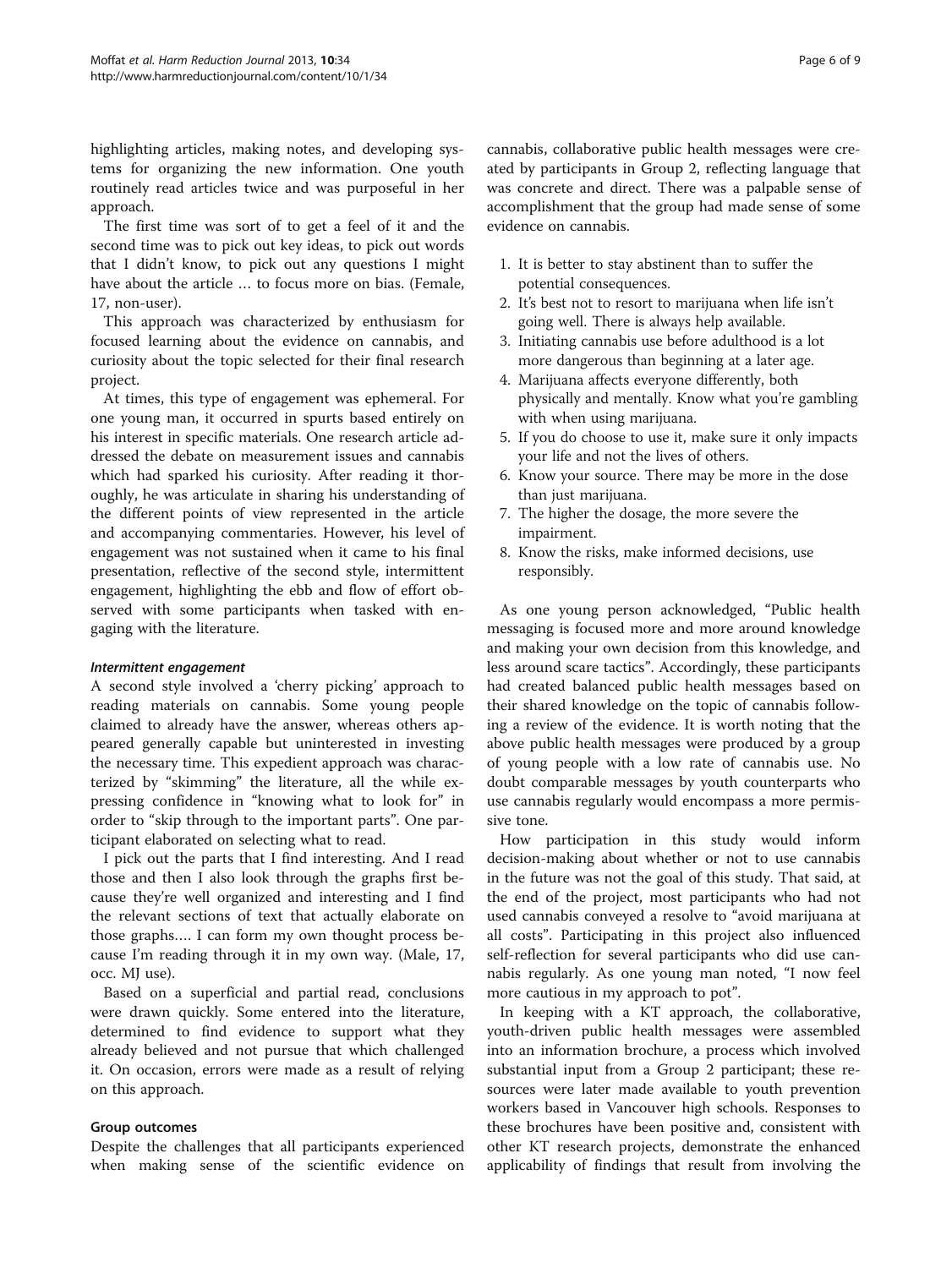highlighting articles, making notes, and developing systems for organizing the new information. One youth routinely read articles twice and was purposeful in her approach.

The first time was sort of to get a feel of it and the second time was to pick out key ideas, to pick out words that I didn't know, to pick out any questions I might have about the article … to focus more on bias. (Female, 17, non-user).

This approach was characterized by enthusiasm for focused learning about the evidence on cannabis, and curiosity about the topic selected for their final research project.

At times, this type of engagement was ephemeral. For one young man, it occurred in spurts based entirely on his interest in specific materials. One research article addressed the debate on measurement issues and cannabis which had sparked his curiosity. After reading it thoroughly, he was articulate in sharing his understanding of the different points of view represented in the article and accompanying commentaries. However, his level of engagement was not sustained when it came to his final presentation, reflective of the second style, intermittent engagement, highlighting the ebb and flow of effort observed with some participants when tasked with engaging with the literature.

#### *Intermittent engagement*

A second style involved a 'cherry picking' approach to reading materials on cannabis. Some young people claimed to already have the answer, whereas others appeared generally capable but uninterested in investing the necessary time. This expedient approach was characterized by "skimming" the literature, all the while expressing confidence in "knowing what to look for" in order to "skip through to the important parts". One participant elaborated on selecting what to read.

I pick out the parts that I find interesting. And I read those and then I also look through the graphs first because they're well organized and interesting and I find the relevant sections of text that actually elaborate on those graphs…. I can form my own thought process because I'm reading through it in my own way. (Male, 17, occ. MJ use).

Based on a superficial and partial read, conclusions were drawn quickly. Some entered into the literature, determined to find evidence to support what they already believed and not pursue that which challenged it. On occasion, errors were made as a result of relying on this approach.

### Group outcomes

Despite the challenges that all participants experienced when making sense of the scientific evidence on cannabis, collaborative public health messages were created by participants in Group 2, reflecting language that was concrete and direct. There was a palpable sense of accomplishment that the group had made sense of some evidence on cannabis.

1. It is better to stay abstinent than to suffer the potential consequences.
2. It's best not to resort to marijuana when life isn't going well. There is always help available.
3. Initiating cannabis use before adulthood is a lot more dangerous than beginning at a later age.
4. Marijuana affects everyone differently, both physically and mentally. Know what you're gambling with when using marijuana.
5. If you do choose to use it, make sure it only impacts your life and not the lives of others.
6. Know your source. There may be more in the dose than just marijuana.
7. The higher the dosage, the more severe the impairment.
8. Know the risks, make informed decisions, use responsibly.

As one young person acknowledged, "Public health messaging is focused more and more around knowledge and making your own decision from this knowledge, and less around scare tactics". Accordingly, these participants had created balanced public health messages based on their shared knowledge on the topic of cannabis following a review of the evidence. It is worth noting that the above public health messages were produced by a group of young people with a low rate of cannabis use. No doubt comparable messages by youth counterparts who use cannabis regularly would encompass a more permissive tone.

How participation in this study would inform decision-making about whether or not to use cannabis in the future was not the goal of this study. That said, at the end of the project, most participants who had not used cannabis conveyed a resolve to "avoid marijuana at all costs". Participating in this project also influenced self-reflection for several participants who did use cannabis regularly. As one young man noted, "I now feel more cautious in my approach to pot".

In keeping with a KT approach, the collaborative, youth-driven public health messages were assembled into an information brochure, a process which involved substantial input from a Group 2 participant; these resources were later made available to youth prevention workers based in Vancouver high schools. Responses to these brochures have been positive and, consistent with other KT research projects, demonstrate the enhanced applicability of findings that result from involving the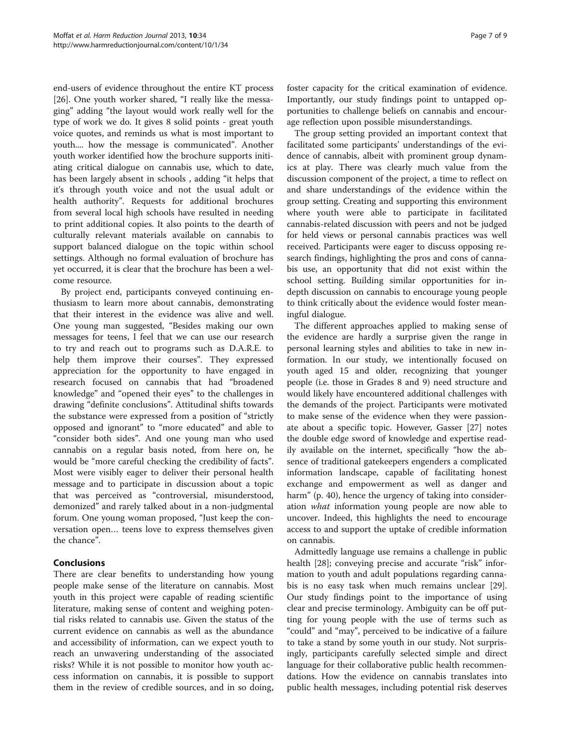end-users of evidence throughout the entire KT process [26]. One youth worker shared, "I really like the messaging" adding "the layout would work really well for the type of work we do. It gives 8 solid points - great youth voice quotes, and reminds us what is most important to youth.... how the message is communicated". Another youth worker identified how the brochure supports initiating critical dialogue on cannabis use, which to date, has been largely absent in schools , adding "it helps that it's through youth voice and not the usual adult or health authority". Requests for additional brochures from several local high schools have resulted in needing to print additional copies. It also points to the dearth of culturally relevant materials available on cannabis to support balanced dialogue on the topic within school settings. Although no formal evaluation of brochure has yet occurred, it is clear that the brochure has been a welcome resource.

By project end, participants conveyed continuing enthusiasm to learn more about cannabis, demonstrating that their interest in the evidence was alive and well. One young man suggested, "Besides making our own messages for teens, I feel that we can use our research to try and reach out to programs such as D.A.R.E. to help them improve their courses". They expressed appreciation for the opportunity to have engaged in research focused on cannabis that had "broadened knowledge" and "opened their eyes" to the challenges in drawing "definite conclusions". Attitudinal shifts towards the substance were expressed from a position of "strictly opposed and ignorant" to "more educated" and able to "consider both sides". And one young man who used cannabis on a regular basis noted, from here on, he would be "more careful checking the credibility of facts". Most were visibly eager to deliver their personal health message and to participate in discussion about a topic that was perceived as "controversial, misunderstood, demonized" and rarely talked about in a non-judgmental forum. One young woman proposed, "Just keep the conversation open… teens love to express themselves given the chance".

## Conclusions

There are clear benefits to understanding how young people make sense of the literature on cannabis. Most youth in this project were capable of reading scientific literature, making sense of content and weighing potential risks related to cannabis use. Given the status of the current evidence on cannabis as well as the abundance and accessibility of information, can we expect youth to reach an unwavering understanding of the associated risks? While it is not possible to monitor how youth access information on cannabis, it is possible to support them in the review of credible sources, and in so doing, foster capacity for the critical examination of evidence. Importantly, our study findings point to untapped opportunities to challenge beliefs on cannabis and encourage reflection upon possible misunderstandings.

The group setting provided an important context that facilitated some participants' understandings of the evidence of cannabis, albeit with prominent group dynamics at play. There was clearly much value from the discussion component of the project, a time to reflect on and share understandings of the evidence within the group setting. Creating and supporting this environment where youth were able to participate in facilitated cannabis-related discussion with peers and not be judged for held views or personal cannabis practices was well received. Participants were eager to discuss opposing research findings, highlighting the pros and cons of cannabis use, an opportunity that did not exist within the school setting. Building similar opportunities for in-depth discussion on cannabis to encourage young people to think critically about the evidence would foster meaningful dialogue.

The different approaches applied to making sense of the evidence are hardly a surprise given the range in personal learning styles and abilities to take in new information. In our study, we intentionally focused on youth aged 15 and older, recognizing that younger people (i.e. those in Grades 8 and 9) need structure and would likely have encountered additional challenges with the demands of the project. Participants were motivated to make sense of the evidence when they were passionate about a specific topic. However, Gasser [27] notes the double edge sword of knowledge and expertise readily available on the internet, specifically "how the absence of traditional gatekeepers engenders a complicated information landscape, capable of facilitating honest exchange and empowerment as well as danger and harm" (p. 40), hence the urgency of taking into consideration *what* information young people are now able to uncover. Indeed, this highlights the need to encourage access to and support the uptake of credible information on cannabis.

Admittedly language use remains a challenge in public health [28]; conveying precise and accurate "risk" information to youth and adult populations regarding cannabis is no easy task when much remains unclear [29]. Our study findings point to the importance of using clear and precise terminology. Ambiguity can be off putting for young people with the use of terms such as "could" and "may", perceived to be indicative of a failure to take a stand by some youth in our study. Not surprisingly, participants carefully selected simple and direct language for their collaborative public health recommendations. How the evidence on cannabis translates into public health messages, including potential risk deserves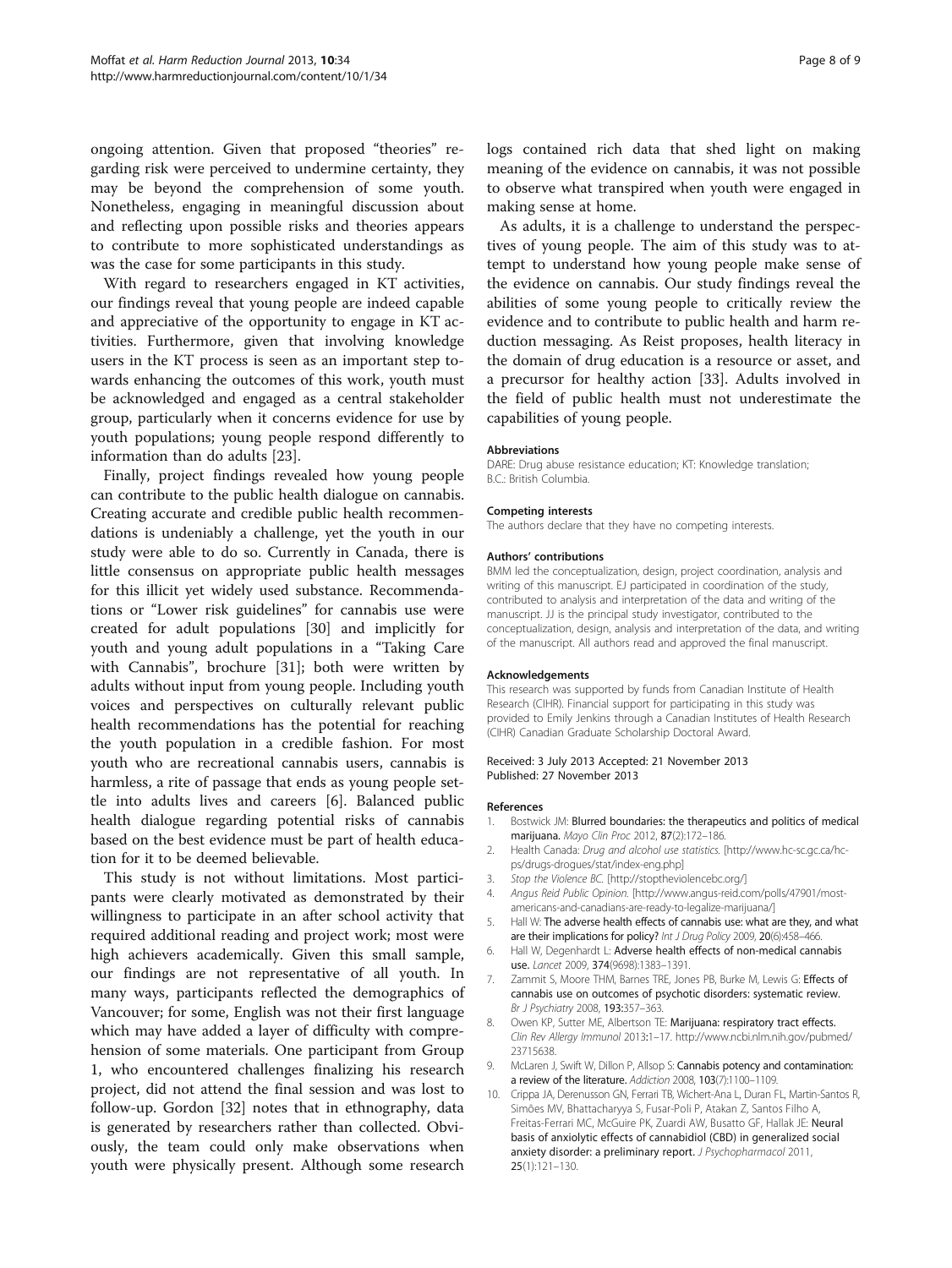ongoing attention. Given that proposed "theories" regarding risk were perceived to undermine certainty, they may be beyond the comprehension of some youth. Nonetheless, engaging in meaningful discussion about and reflecting upon possible risks and theories appears to contribute to more sophisticated understandings as was the case for some participants in this study.

With regard to researchers engaged in KT activities, our findings reveal that young people are indeed capable and appreciative of the opportunity to engage in KT activities. Furthermore, given that involving knowledge users in the KT process is seen as an important step towards enhancing the outcomes of this work, youth must be acknowledged and engaged as a central stakeholder group, particularly when it concerns evidence for use by youth populations; young people respond differently to information than do adults [23].

Finally, project findings revealed how young people can contribute to the public health dialogue on cannabis. Creating accurate and credible public health recommendations is undeniably a challenge, yet the youth in our study were able to do so. Currently in Canada, there is little consensus on appropriate public health messages for this illicit yet widely used substance. Recommendations or "Lower risk guidelines" for cannabis use were created for adult populations [30] and implicitly for youth and young adult populations in a "Taking Care with Cannabis", brochure [31]; both were written by adults without input from young people. Including youth voices and perspectives on culturally relevant public health recommendations has the potential for reaching the youth population in a credible fashion. For most youth who are recreational cannabis users, cannabis is harmless, a rite of passage that ends as young people settle into adults lives and careers [6]. Balanced public health dialogue regarding potential risks of cannabis based on the best evidence must be part of health education for it to be deemed believable.

This study is not without limitations. Most participants were clearly motivated as demonstrated by their willingness to participate in an after school activity that required additional reading and project work; most were high achievers academically. Given this small sample, our findings are not representative of all youth. In many ways, participants reflected the demographics of Vancouver; for some, English was not their first language which may have added a layer of difficulty with comprehension of some materials. One participant from Group 1, who encountered challenges finalizing his research project, did not attend the final session and was lost to follow-up. Gordon [32] notes that in ethnography, data is generated by researchers rather than collected. Obviously, the team could only make observations when youth were physically present. Although some research logs contained rich data that shed light on making meaning of the evidence on cannabis, it was not possible to observe what transpired when youth were engaged in making sense at home.

As adults, it is a challenge to understand the perspectives of young people. The aim of this study was to attempt to understand how young people make sense of the evidence on cannabis. Our study findings reveal the abilities of some young people to critically review the evidence and to contribute to public health and harm reduction messaging. As Reist proposes, health literacy in the domain of drug education is a resource or asset, and a precursor for healthy action [33]. Adults involved in the field of public health must not underestimate the capabilities of young people.

#### Abbreviations

DARE: Drug abuse resistance education; KT: Knowledge translation; B.C.: British Columbia.

#### Competing interests

The authors declare that they have no competing interests.

#### Authors' contributions

BMM led the conceptualization, design, project coordination, analysis and writing of this manuscript. EJ participated in coordination of the study, contributed to analysis and interpretation of the data and writing of the manuscript. JJ is the principal study investigator, contributed to the conceptualization, design, analysis and interpretation of the data, and writing of the manuscript. All authors read and approved the final manuscript.

#### Acknowledgements

This research was supported by funds from Canadian Institute of Health Research (CIHR). Financial support for participating in this study was provided to Emily Jenkins through a Canadian Institutes of Health Research (CIHR) Canadian Graduate Scholarship Doctoral Award.

Received: 3 July 2013 Accepted: 21 November 2013
Published: 27 November 2013

#### References

1. Bostwick JM: **Blurred boundaries: the therapeutics and politics of medical marijuana.** *Mayo Clin Proc* 2012, **87**(2):172–186.
2. Health Canada: *Drug and alcohol use statistics.* [http://www.hc-sc.gc.ca/hc-ps/drugs-drogues/stat/index-eng.php]
3. *Stop the Violence BC.* [http://stoptheviolencebc.org/]
4. *Angus Reid Public Opinion.* [http://www.angus-reid.com/polls/47901/most-americans-and-canadians-are-ready-to-legalize-marijuana/]
5. Hall W: **The adverse health effects of cannabis use: what are they, and what are their implications for policy?** *Int J Drug Policy* 2009, **20**(6):458–466.
6. Hall W, Degenhardt L: **Adverse health effects of non-medical cannabis use.** *Lancet* 2009, **374**(9698):1383–1391.
7. Zammit S, Moore THM, Barnes TRE, Jones PB, Burke M, Lewis G: **Effects of cannabis use on outcomes of psychotic disorders: systematic review.** *Br J Psychiatry* 2008, **193**:357–363.
8. Owen KP, Sutter ME, Albertson TE: **Marijuana: respiratory tract effects.** *Clin Rev Allergy Immunol* 2013:1–17. http://www.ncbi.nlm.nih.gov/pubmed/23715638.
9. McLaren J, Swift W, Dillon P, Allsop S: **Cannabis potency and contamination: a review of the literature.** *Addiction* 2008, **103**(7):1100–1109.
10. Crippa JA, Derenusson GN, Ferrari TB, Wichert-Ana L, Duran FL, Martin-Santos R, Simões MV, Bhattacharyya S, Fusar-Poli P, Atakan Z, Santos Filho A, Freitas-Ferrari MC, McGuire PK, Zuardi AW, Busatto GF, Hallak JE: **Neural basis of anxiolytic effects of cannabidiol (CBD) in generalized social anxiety disorder: a preliminary report.** *J Psychopharmacol* 2011, **25**(1):121–130.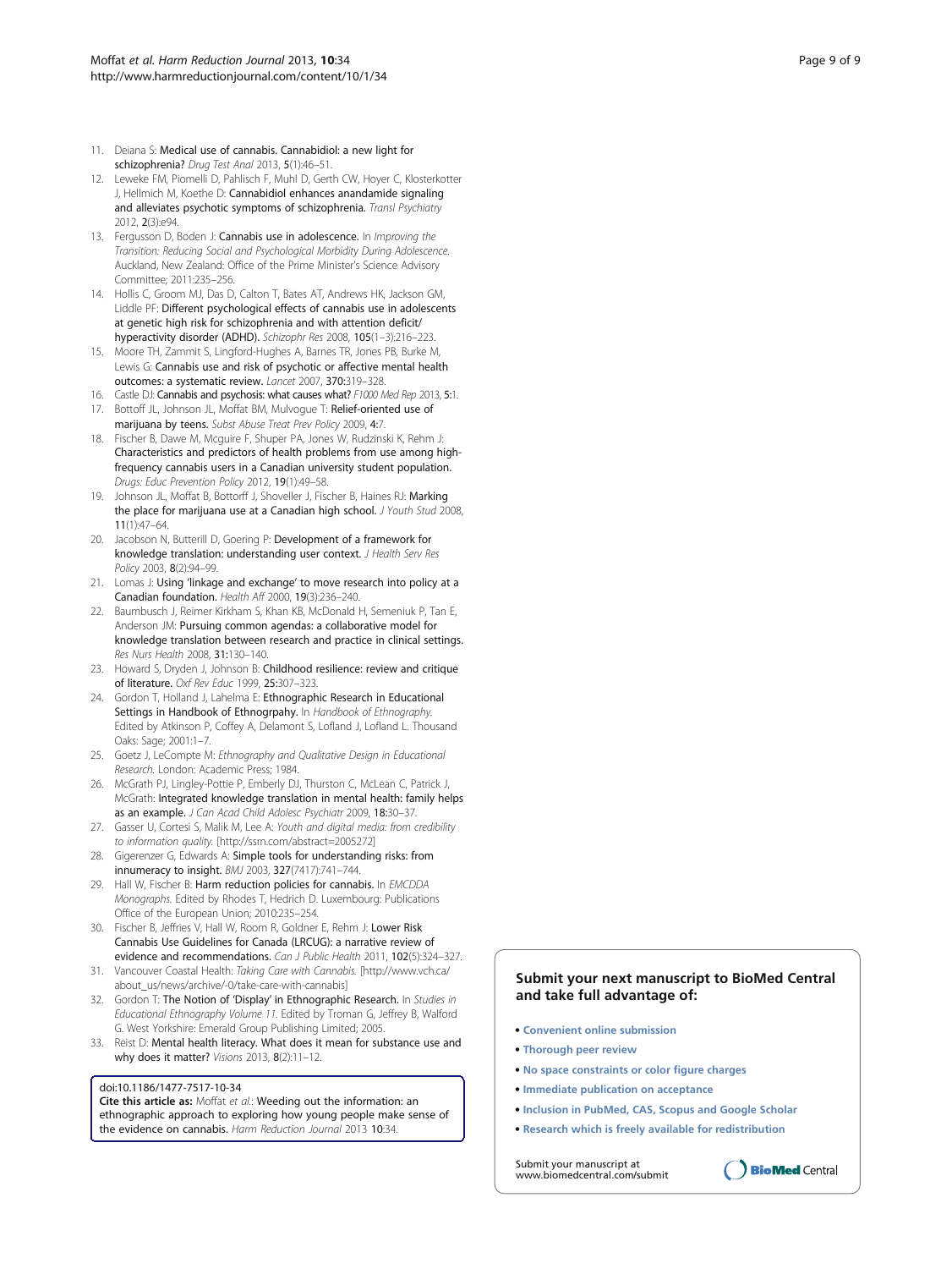11. Deiana S: **Medical use of cannabis. Cannabidiol: a new light for schizophrenia?** *Drug Test Anal* 2013, **5**(1):46–51.
12. Leweke FM, Piomelli D, Pahlisch F, Muhl D, Gerth CW, Hoyer C, Klosterkotter J, Hellmich M, Koethe D: **Cannabidiol enhances anandamide signaling and alleviates psychotic symptoms of schizophrenia.** *Transl Psychiatry* 2012, **2**(3):e94.
13. Fergusson D, Boden J: **Cannabis use in adolescence.** In *Improving the Transition: Reducing Social and Psychological Morbidity During Adolescence.* Auckland, New Zealand: Office of the Prime Minister's Science Advisory Committee; 2011:235–256.
14. Hollis C, Groom MJ, Das D, Calton T, Bates AT, Andrews HK, Jackson GM, Liddle PF: **Different psychological effects of cannabis use in adolescents at genetic high risk for schizophrenia and with attention deficit/ hyperactivity disorder (ADHD).** *Schizophr Res* 2008, **105**(1–3):216–223.
15. Moore TH, Zammit S, Lingford-Hughes A, Barnes TR, Jones PB, Burke M, Lewis G: **Cannabis use and risk of psychotic or affective mental health outcomes: a systematic review.** *Lancet* 2007, **370:**319–328.
16. Castle DJ: **Cannabis and psychosis: what causes what?** *F1000 Med Rep* 2013, **5:**1.
17. Bottoff JL, Johnson JL, Moffat BM, Mulvogue T: **Relief-oriented use of marijuana by teens.** *Subst Abuse Treat Prev Policy* 2009, **4:**7.
18. Fischer B, Dawe M, Mcguire F, Shuper PA, Jones W, Rudzinski K, Rehm J: **Characteristics and predictors of health problems from use among high-frequency cannabis users in a Canadian university student population.** *Drugs: Educ Prevention Policy* 2012, **19**(1):49–58.
19. Johnson JL, Moffat B, Bottorff J, Shoveller J, Fischer B, Haines RJ: **Marking the place for marijuana use at a Canadian high school.** *J Youth Stud* 2008, **11**(1):47–64.
20. Jacobson N, Butterill D, Goering P: **Development of a framework for knowledge translation: understanding user context.** *J Health Serv Res Policy* 2003, **8**(2):94–99.
21. Lomas J: **Using 'linkage and exchange' to move research into policy at a Canadian foundation.** *Health Aff* 2000, **19**(3):236–240.
22. Baumbusch J, Reimer Kirkham S, Khan KB, McDonald H, Semeniuk P, Tan E, Anderson JM: **Pursuing common agendas: a collaborative model for knowledge translation between research and practice in clinical settings.** *Res Nurs Health* 2008, **31:**130–140.
23. Howard S, Dryden J, Johnson B: **Childhood resilience: review and critique of literature.** *Oxf Rev Educ* 1999, **25:**307–323.
24. Gordon T, Holland J, Lahelma E: **Ethnographic Research in Educational Settings in Handbook of Ethnogrpahy.** In *Handbook of Ethnography.* Edited by Atkinson P, Coffey A, Delamont S, Lofland J, Lofland L. Thousand Oaks: Sage; 2001:1–7.
25. Goetz J, LeCompte M: *Ethnography and Qualitative Design in Educational Research.* London: Academic Press; 1984.
26. McGrath PJ, Lingley-Pottie P, Emberly DJ, Thurston C, McLean C, Patrick J, McGrath: **Integrated knowledge translation in mental health: family helps as an example.** *J Can Acad Child Adolesc Psychiatr* 2009, **18:**30–37.
27. Gasser U, Cortesi S, Malik M, Lee A: *Youth and digital media: from credibility to information quality.* [http://ssrn.com/abstract=2005272]
28. Gigerenzer G, Edwards A: **Simple tools for understanding risks: from innumeracy to insight.** *BMJ* 2003, **327**(7417):741–744.
29. Hall W, Fischer B: **Harm reduction policies for cannabis.** In *EMCDDA Monographs.* Edited by Rhodes T, Hedrich D. Luxembourg: Publications Office of the European Union; 2010:235–254.
30. Fischer B, Jeffries V, Hall W, Room R, Goldner E, Rehm J: **Lower Risk Cannabis Use Guidelines for Canada (LRCUG): a narrative review of evidence and recommendations.** *Can J Public Health* 2011, **102**(5):324–327.
31. Vancouver Coastal Health: *Taking Care with Cannabis.* [http://www.vch.ca/about_us/news/archive/-0/take-care-with-cannabis]
32. Gordon T: **The Notion of 'Display' in Ethnographic Research.** In *Studies in Educational Ethnography Volume 11.* Edited by Troman G, Jeffrey B, Walford G. West Yorkshire: Emerald Group Publishing Limited; 2005.
33. Reist D: **Mental health literacy. What does it mean for substance use and why does it matter?** *Visions* 2013, **8**(2):11–12.

doi:10.1186/1477-7517-10-34

**Cite this article as:** Moffat *et al.*: Weeding out the information: an ethnographic approach to exploring how young people make sense of the evidence on cannabis. *Harm Reduction Journal* 2013 **10**:34.

**Submit your next manuscript to BioMed Central and take full advantage of:**

- **Convenient online submission**
- **Thorough peer review**
- **No space constraints or color figure charges**
- **Immediate publication on acceptance**
- **Inclusion in PubMed, CAS, Scopus and Google Scholar**
- **Research which is freely available for redistribution**

Submit your manuscript at www.biomedcentral.com/submit

BioMed Central